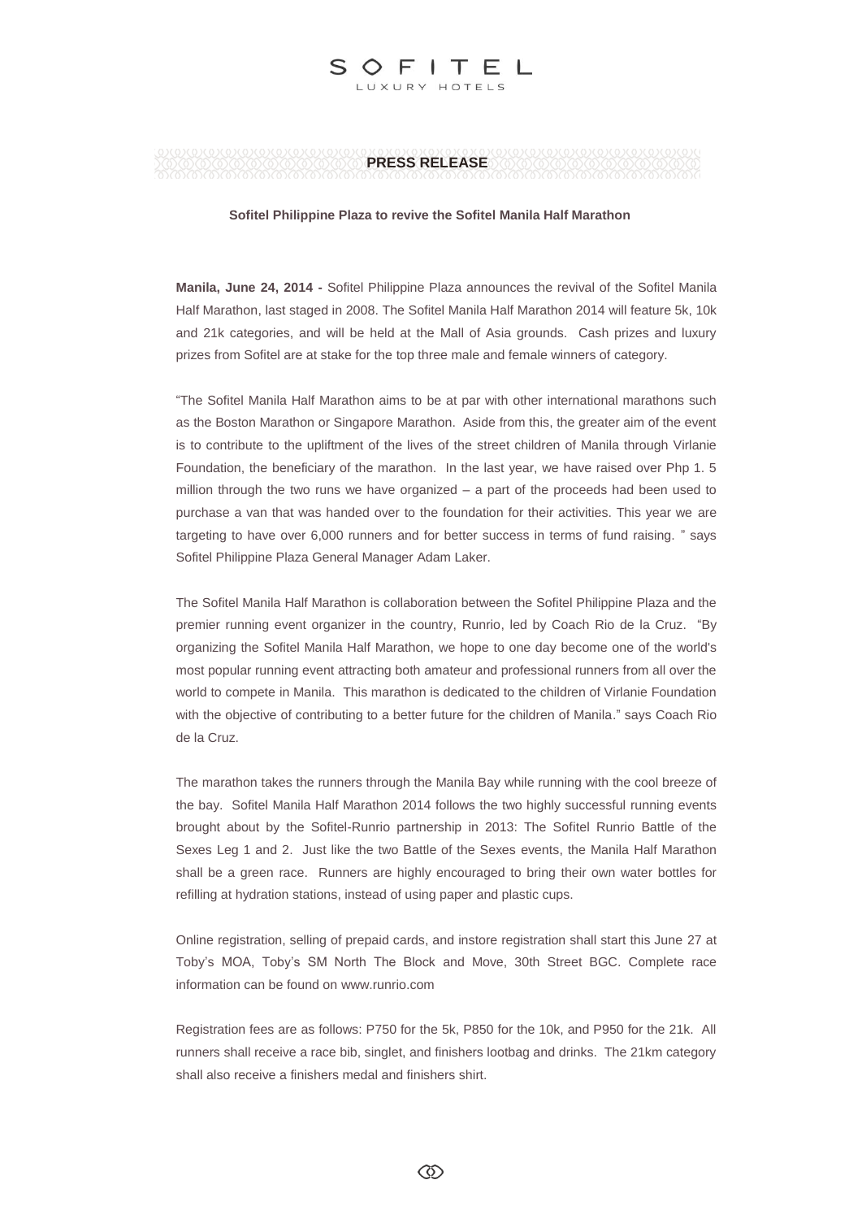SOFITEL
LUXURY HOTELS

**PRESS RELEASE**

**Sofitel Philippine Plaza to revive the Sofitel Manila Half Marathon**

**Manila, June 24, 2014 -** Sofitel Philippine Plaza announces the revival of the Sofitel Manila Half Marathon, last staged in 2008. The Sofitel Manila Half Marathon 2014 will feature 5k, 10k and 21k categories, and will be held at the Mall of Asia grounds. Cash prizes and luxury prizes from Sofitel are at stake for the top three male and female winners of category.

"The Sofitel Manila Half Marathon aims to be at par with other international marathons such as the Boston Marathon or Singapore Marathon. Aside from this, the greater aim of the event is to contribute to the upliftment of the lives of the street children of Manila through Virlanie Foundation, the beneficiary of the marathon. In the last year, we have raised over Php 1. 5 million through the two runs we have organized – a part of the proceeds had been used to purchase a van that was handed over to the foundation for their activities. This year we are targeting to have over 6,000 runners and for better success in terms of fund raising. " says Sofitel Philippine Plaza General Manager Adam Laker.

The Sofitel Manila Half Marathon is collaboration between the Sofitel Philippine Plaza and the premier running event organizer in the country, Runrio, led by Coach Rio de la Cruz. "By organizing the Sofitel Manila Half Marathon, we hope to one day become one of the world's most popular running event attracting both amateur and professional runners from all over the world to compete in Manila. This marathon is dedicated to the children of Virlanie Foundation with the objective of contributing to a better future for the children of Manila." says Coach Rio de la Cruz.

The marathon takes the runners through the Manila Bay while running with the cool breeze of the bay. Sofitel Manila Half Marathon 2014 follows the two highly successful running events brought about by the Sofitel-Runrio partnership in 2013: The Sofitel Runrio Battle of the Sexes Leg 1 and 2. Just like the two Battle of the Sexes events, the Manila Half Marathon shall be a green race. Runners are highly encouraged to bring their own water bottles for refilling at hydration stations, instead of using paper and plastic cups.

Online registration, selling of prepaid cards, and instore registration shall start this June 27 at Toby's MOA, Toby's SM North The Block and Move, 30th Street BGC. Complete race information can be found on www.runrio.com

Registration fees are as follows: P750 for the 5k, P850 for the 10k, and P950 for the 21k. All runners shall receive a race bib, singlet, and finishers lootbag and drinks. The 21km category shall also receive a finishers medal and finishers shirt.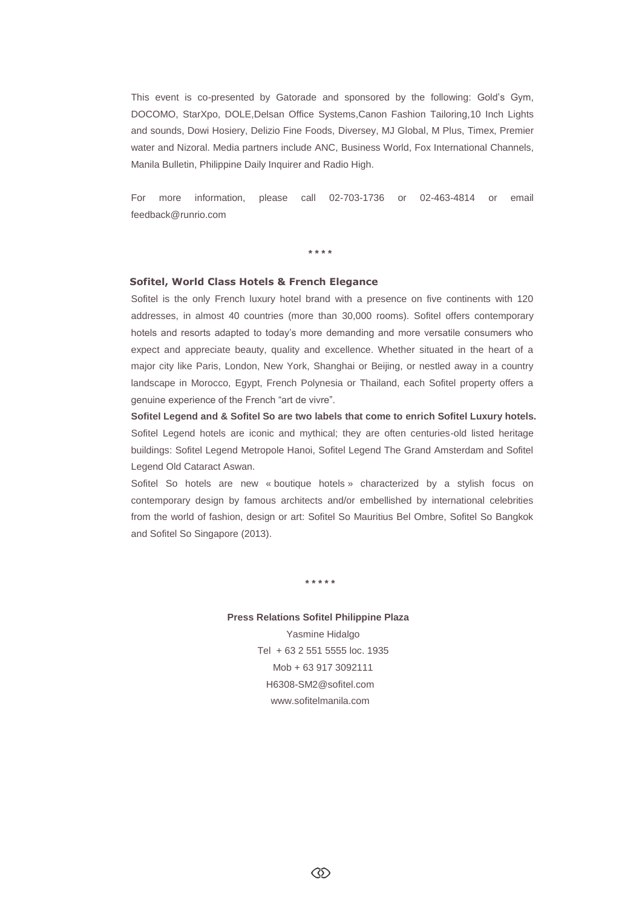This event is co-presented by Gatorade and sponsored by the following: Gold's Gym, DOCOMO, StarXpo, DOLE,Delsan Office Systems,Canon Fashion Tailoring,10 Inch Lights and sounds, Dowi Hosiery, Delizio Fine Foods, Diversey, MJ Global, M Plus, Timex, Premier water and Nizoral. Media partners include ANC, Business World, Fox International Channels, Manila Bulletin, Philippine Daily Inquirer and Radio High.

For more information, please call 02-703-1736 or 02-463-4814 or email feedback@runrio.com

\* \* \* \*

**Sofitel, World Class Hotels & French Elegance**

Sofitel is the only French luxury hotel brand with a presence on five continents with 120 addresses, in almost 40 countries (more than 30,000 rooms). Sofitel offers contemporary hotels and resorts adapted to today's more demanding and more versatile consumers who expect and appreciate beauty, quality and excellence. Whether situated in the heart of a major city like Paris, London, New York, Shanghai or Beijing, or nestled away in a country landscape in Morocco, Egypt, French Polynesia or Thailand, each Sofitel property offers a genuine experience of the French "art de vivre".

**Sofitel Legend and & Sofitel So are two labels that come to enrich Sofitel Luxury hotels.**
Sofitel Legend hotels are iconic and mythical; they are often centuries-old listed heritage buildings: Sofitel Legend Metropole Hanoi, Sofitel Legend The Grand Amsterdam and Sofitel Legend Old Cataract Aswan.

Sofitel So hotels are new « boutique hotels » characterized by a stylish focus on contemporary design by famous architects and/or embellished by international celebrities from the world of fashion, design or art: Sofitel So Mauritius Bel Ombre, Sofitel So Bangkok and Sofitel So Singapore (2013).

\* \* \* \* \*

**Press Relations Sofitel Philippine Plaza**

Yasmine Hidalgo
Tel + 63 2 551 5555 loc. 1935
Mob + 63 917 3092111
H6308-SM2@sofitel.com
www.sofitelmanila.com